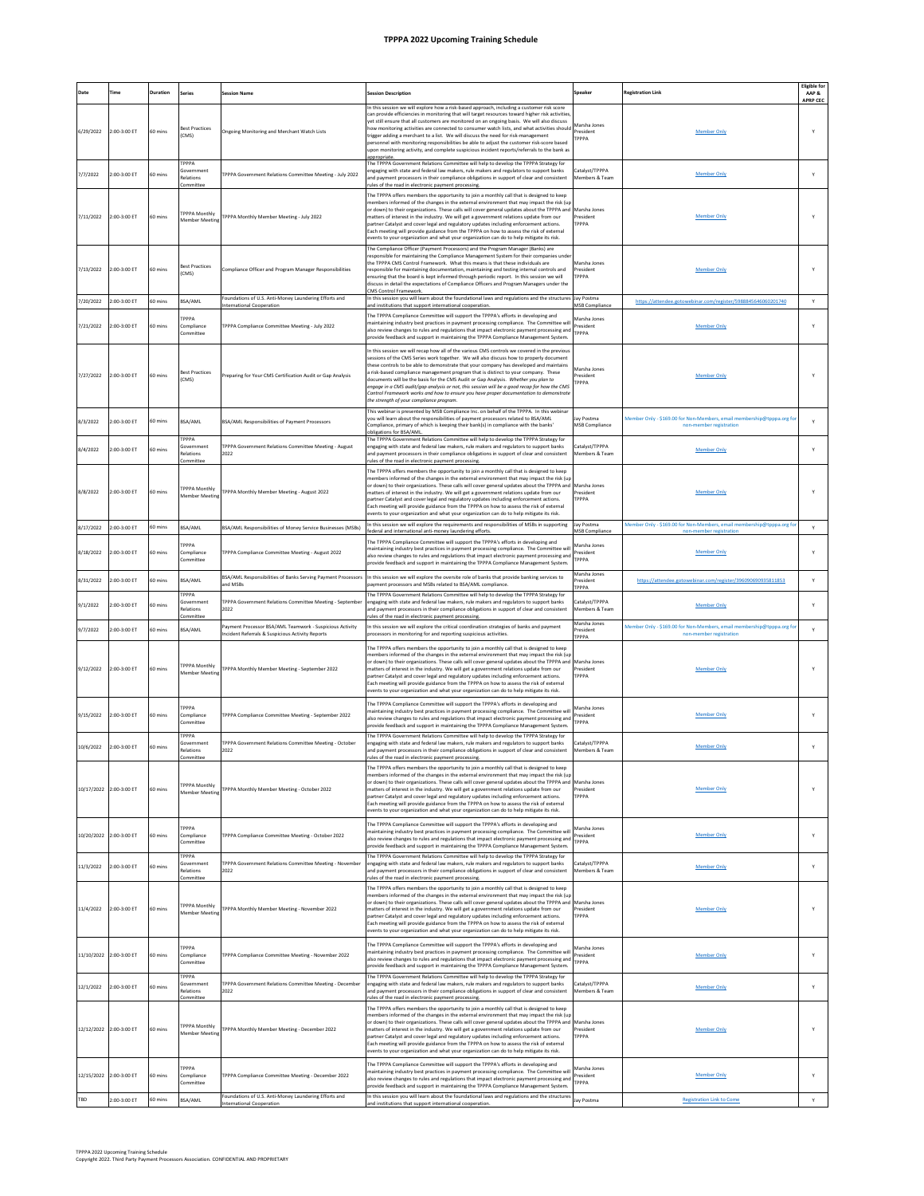# TPPPA 2022 Upcoming Training Schedule

| Date | Time | Duration | Series | Session Name | Session Description | Speaker | Registration Link | Eligible for AAP & APRP CEC |
|---|---|---|---|---|---|---|---|---|
| 6/29/2022 | 2:00-3:00 ET | 60 mins | Best Practices (CMS) | Ongoing Monitoring and Merchant Watch Lists | In this session we will explore how a risk-based approach, including a customer risk score can provide efficiencies in monitoring that will target resources toward higher risk activities, yet still ensure that all customers are monitored on an ongoing basis. We will also discuss how monitoring activities are connected to consumer watch lists, and what activities should trigger adding a merchant to a list. We will discuss the need for risk-management personnel with monitoring responsibilities be able to adjust the customer risk-score based upon monitoring activity, and complete suspicious incident reports/referrals to the bank as appropriate. | Marsha Jones President TPPPA | Member Only | Y |
| 7/7/2022 | 2:00-3:00 ET | 60 mins | TPPPA Government Relations Committee | TPPPA Government Relations Committee Meeting - July 2022 | The TPPPA Government Relations Committee will help to develop the TPPPA Strategy for engaging with state and federal law makers, rule makers and regulators to support banks and payment processors in their compliance obligations in support of clear and consistent rules of the road in electronic payment processing. | Catalyst/TPPPA Members & Team | Member Only | Y |
| 7/11/2022 | 2:00-3:00 ET | 60 mins | TPPPA Monthly Member Meeting | TPPPA Monthly Member Meeting - July 2022 | The TPPPA offers members the opportunity to join a monthly call that is designed to keep members informed of the changes in the external environment that may impact the risk (up or down) to their organizations. These calls will cover general updates about the TPPPA and matters of interest in the industry. We will get a government relations update from our partner Catalyst and cover legal and regulatory updates including enforcement actions. Each meeting will provide guidance from the TPPPA on how to assess the risk of external events to your organization and what your organization can do to help mitigate its risk. | Marsha Jones President TPPPA | Member Only | Y |
| 7/13/2022 | 2:00-3:00 ET | 60 mins | Best Practices (CMS) | Compliance Officer and Program Manager Responsibilities | The Compliance Officer (Payment Processors) and the Program Manager (Banks) are responsible for maintaining the Compliance Management System for their companies under the TPPPA CMS Control Framework. What this means is that these individuals are responsible for maintaining documentation, maintaining and testing internal controls and ensuring that the board is kept informed through periodic report. In this session we will discuss in detail the expectations of Compliance Officers and Program Managers under the CMS Control Framework. | Marsha Jones President TPPPA | Member Only | Y |
| 7/20/2022 | 2:00-3:00 ET | 60 mins | BSA/AML | Foundations of U.S. Anti-Money Laundering Efforts and International Cooperation | In this session you will learn about the foundational laws and regulations and the structures and institutions that support international cooperation. | Jay Postma MSB Compliance | https://attendee.gotowebinar.com/register/5988845646060201740 | Y |
| 7/21/2022 | 2:00-3:00 ET | 60 mins | TPPPA Compliance Committee | TPPPA Compliance Committee Meeting - July 2022 | The TPPPA Compliance Committee will support the TPPPA's efforts in developing and maintaining industry best practices in payment processing compliance. The Committee will also review changes to rules and regulations that impact electronic payment processing and provide feedback and support in maintaining the TPPPA Compliance Management System. | Marsha Jones President TPPPA | Member Only | Y |
| 7/27/2022 | 2:00-3:00 ET | 60 mins | Best Practices (CMS) | Preparing for Your CMS Certification Audit or Gap Analysis | In this session we will recap how all of the various CMS controls we covered in the previous sessions of the CMS Series work together. We will also discuss how to properly document these controls to be able to demonstrate that your company has developed and maintains a risk-based compliance management program that is distinct to your company. These documents will be the basis for the CMS Audit or Gap Analysis. *Whether you plan to engage in a CMS audit/gap analysis or not, this session will be a good recap for how the CMS Control Framework works and how to ensure you have proper documentation to demonstrate the strength of your compliance program.* | Marsha Jones President TPPPA | Member Only | Y |
| 8/3/2022 | 2:00-3:00 ET | 60 mins | BSA/AML | BSA/AML Responsibilities of Payment Processors | This webinar is presented by MSB Compliance Inc. on behalf of the TPPPA. In this webinar you will learn about the responsibilities of payment processors related to BSA/AML Compliance, primary of which is keeping their bank(s) in compliance with the banks' obligations for BSA/AML. | Jay Postma MSB Compliance | Member Only - $169.00 for Non-Members, email membership@tpppa.org for non-member registration | Y |
| 8/4/2022 | 2:00-3:00 ET | 60 mins | TPPPA Government Relations Committee | TPPPA Government Relations Committee Meeting - August 2022 | The TPPPA Government Relations Committee will help to develop the TPPPA Strategy for engaging with state and federal law makers, rule makers and regulators to support banks and payment processors in their compliance obligations in support of clear and consistent rules of the road in electronic payment processing. | Catalyst/TPPPA Members & Team | Member Only | Y |
| 8/8/2022 | 2:00-3:00 ET | 60 mins | TPPPA Monthly Member Meeting | TPPPA Monthly Member Meeting - August 2022 | The TPPPA offers members the opportunity to join a monthly call that is designed to keep members informed of the changes in the external environment that may impact the risk (up or down) to their organizations. These calls will cover general updates about the TPPPA and matters of interest in the industry. We will get a government relations update from our partner Catalyst and cover legal and regulatory updates including enforcement actions. Each meeting will provide guidance from the TPPPA on how to assess the risk of external events to your organization and what your organization can do to help mitigate its risk. | Marsha Jones President TPPPA | Member Only | Y |
| 8/17/2022 | 2:00-3:00 ET | 60 mins | BSA/AML | BSA/AML Responsibilities of Money Service Businesses (MSBs) | In this session we will explore the requirements and responsibilities of MSBs in supporting federal and international anti-money laundering efforts. | Jay Postma MSB Compliance | Member Only - $169.00 for Non-Members, email membership@tpppa.org for non-member registration | Y |
| 8/18/2022 | 2:00-3:00 ET | 60 mins | TPPPA Compliance Committee | TPPPA Compliance Committee Meeting - August 2022 | The TPPPA Compliance Committee will support the TPPPA's efforts in developing and maintaining industry best practices in payment processing compliance. The Committee will also review changes to rules and regulations that impact electronic payment processing and provide feedback and support in maintaining the TPPPA Compliance Management System. | Marsha Jones President TPPPA | Member Only | Y |
| 8/31/2022 | 2:00-3:00 ET | 60 mins | BSA/AML | BSA/AML Responsibilities of Banks Serving Payment Processors and MSBs | In this session we will explore the oversite role of banks that provide banking services to payment processors and MSBs related to BSA/AML compliance. | Marsha Jones President TPPPA | https://attendee.gotowebinar.com/register/396090690935811853 | Y |
| 9/1/2022 | 2:00-3:00 ET | 60 mins | TPPPA Government Relations Committee | TPPPA Government Relations Committee Meeting - September 2022 | The TPPPA Government Relations Committee will help to develop the TPPPA Strategy for engaging with state and federal law makers, rule makers and regulators to support banks and payment processors in their compliance obligations in support of clear and consistent rules of the road in electronic payment processing. | Catalyst/TPPPA Members & Team | Member Only | Y |
| 9/7/2022 | 2:00-3:00 ET | 60 mins | BSA/AML | Payment Processor BSA/AML Teamwork - Suspicious Activity Incident Referrals & Suspicious Activity Reports | In this session we will explore the critical coordination strategies of banks and payment processors in monitoring for and reporting suspicious activities. | Marsha Jones President TPPPA | Member Only - $169.00 for Non-Members, email membership@tpppa.org for non-member registration | Y |
| 9/12/2022 | 2:00-3:00 ET | 60 mins | TPPPA Monthly Member Meeting | TPPPA Monthly Member Meeting - September 2022 | The TPPPA offers members the opportunity to join a monthly call that is designed to keep members informed of the changes in the external environment that may impact the risk (up or down) to their organizations. These calls will cover general updates about the TPPPA and matters of interest in the industry. We will get a government relations update from our partner Catalyst and cover legal and regulatory updates including enforcement actions. Each meeting will provide guidance from the TPPPA on how to assess the risk of external events to your organization and what your organization can do to help mitigate its risk. | Marsha Jones President TPPPA | Member Only | Y |
| 9/15/2022 | 2:00-3:00 ET | 60 mins | TPPPA Compliance Committee | TPPPA Compliance Committee Meeting - September 2022 | The TPPPA Compliance Committee will support the TPPPA's efforts in developing and maintaining industry best practices in payment processing compliance. The Committee will also review changes to rules and regulations that impact electronic payment processing and provide feedback and support in maintaining the TPPPA Compliance Management System. | Marsha Jones President TPPPA | Member Only | Y |
| 10/6/2022 | 2:00-3:00 ET | 60 mins | TPPPA Government Relations Committee | TPPPA Government Relations Committee Meeting - October 2022 | The TPPPA Government Relations Committee will help to develop the TPPPA Strategy for engaging with state and federal law makers, rule makers and regulators to support banks and payment processors in their compliance obligations in support of clear and consistent rules of the road in electronic payment processing. | Catalyst/TPPPA Members & Team | Member Only | Y |
| 10/17/2022 | 2:00-3:00 ET | 60 mins | TPPPA Monthly Member Meeting | TPPPA Monthly Member Meeting - October 2022 | The TPPPA offers members the opportunity to join a monthly call that is designed to keep members informed of the changes in the external environment that may impact the risk (up or down) to their organizations. These calls will cover general updates about the TPPPA and matters of interest in the industry. We will get a government relations update from our partner Catalyst and cover legal and regulatory updates including enforcement actions. Each meeting will provide guidance from the TPPPA on how to assess the risk of external events to your organization and what your organization can do to help mitigate its risk. | Marsha Jones President TPPPA | Member Only | Y |
| 10/20/2022 | 2:00-3:00 ET | 60 mins | TPPPA Compliance Committee | TPPPA Compliance Committee Meeting - October 2022 | The TPPPA Compliance Committee will support the TPPPA's efforts in developing and maintaining industry best practices in payment processing compliance. The Committee will also review changes to rules and regulations that impact electronic payment processing and provide feedback and support in maintaining the TPPPA Compliance Management System. | Marsha Jones President TPPPA | Member Only | Y |
| 11/3/2022 | 2:00-3:00 ET | 60 mins | TPPPA Government Relations Committee | TPPPA Government Relations Committee Meeting - November 2022 | The TPPPA Government Relations Committee will help to develop the TPPPA Strategy for engaging with state and federal law makers, rule makers and regulators to support banks and payment processors in their compliance obligations in support of clear and consistent rules of the road in electronic payment processing. | Catalyst/TPPPA Members & Team | Member Only | Y |
| 11/4/2022 | 2:00-3:00 ET | 60 mins | TPPPA Monthly Member Meeting | TPPPA Monthly Member Meeting - November 2022 | The TPPPA offers members the opportunity to join a monthly call that is designed to keep members informed of the changes in the external environment that may impact the risk (up or down) to their organizations. These calls will cover general updates about the TPPPA and matters of interest in the industry. We will get a government relations update from our partner Catalyst and cover legal and regulatory updates including enforcement actions. Each meeting will provide guidance from the TPPPA on how to assess the risk of external events to your organization and what your organization can do to help mitigate its risk. | Marsha Jones President TPPPA | Member Only | Y |
| 11/10/2022 | 2:00-3:00 ET | 60 mins | TPPPA Compliance Committee | TPPPA Compliance Committee Meeting - November 2022 | The TPPPA Compliance Committee will support the TPPPA's efforts in developing and maintaining industry best practices in payment processing compliance. The Committee will also review changes to rules and regulations that impact electronic payment processing and provide feedback and support in maintaining the TPPPA Compliance Management System. | Marsha Jones President TPPPA | Member Only | Y |
| 12/1/2022 | 2:00-3:00 ET | 60 mins | TPPPA Government Relations Committee | TPPPA Government Relations Committee Meeting - December 2022 | The TPPPA Government Relations Committee will help to develop the TPPPA Strategy for engaging with state and federal law makers, rule makers and regulators to support banks and payment processors in their compliance obligations in support of clear and consistent rules of the road in electronic payment processing. | Catalyst/TPPPA Members & Team | Member Only | Y |
| 12/12/2022 | 2:00-3:00 ET | 60 mins | TPPPA Monthly Member Meeting | TPPPA Monthly Member Meeting - December 2022 | The TPPPA offers members the opportunity to join a monthly call that is designed to keep members informed of the changes in the external environment that may impact the risk (up or down) to their organizations. These calls will cover general updates about the TPPPA and matters of interest in the industry. We will get a government relations update from our partner Catalyst and cover legal and regulatory updates including enforcement actions. Each meeting will provide guidance from the TPPPA on how to assess the risk of external events to your organization and what your organization can do to help mitigate its risk. | Marsha Jones President TPPPA | Member Only | Y |
| 12/15/2022 | 2:00-3:00 ET | 60 mins | TPPPA Compliance Committee | TPPPA Compliance Committee Meeting - December 2022 | The TPPPA Compliance Committee will support the TPPPA's efforts in developing and maintaining industry best practices in payment processing compliance. The Committee will also review changes to rules and regulations that impact electronic payment processing and provide feedback and support in maintaining the TPPPA Compliance Management System. | Marsha Jones President TPPPA | Member Only | Y |
| TBD | 2:00-3:00 ET | 60 mins | BSA/AML | Foundations of U.S. Anti-Money Laundering Efforts and International Cooperation | In this session you will learn about the foundational laws and regulations and the structures and institutions that support international cooperation. | Jay Postma | Registration Link to Come | Y |

TPPPA 2022 Upcoming Training Schedule
Copyright 2022. Third Party Payment Processors Association. CONFIDENTIAL AND PROPRIETARY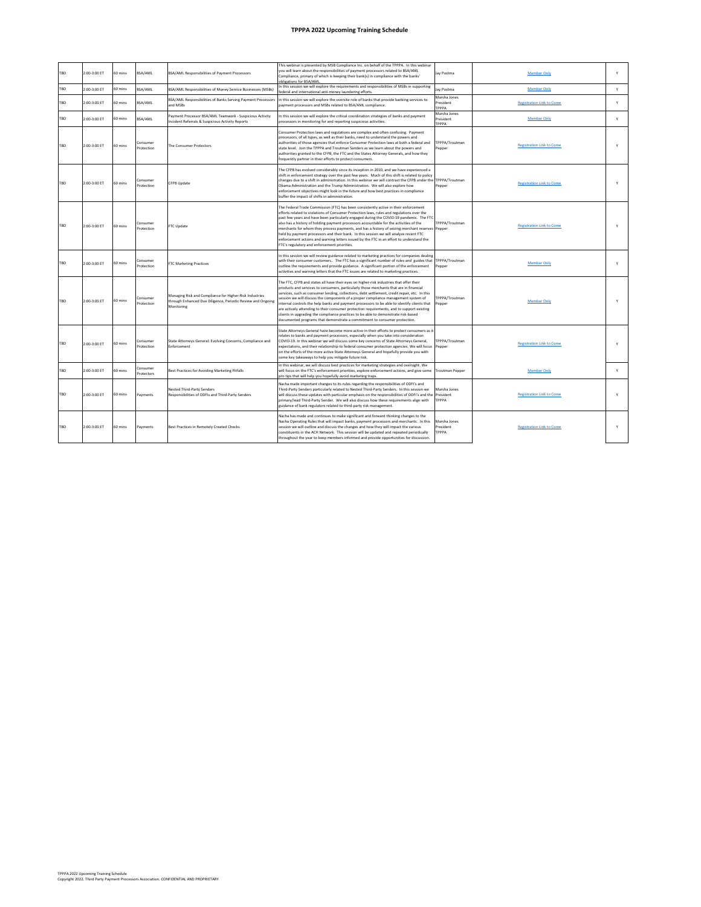# TPPPA 2022 Upcoming Training Schedule

| | | | | | | | | |
|---|---|---|---|---|---|---|---|---|
| TBD | 2:00-3:00 ET | 60 mins | BSA/AML | BSA/AML Responsibilities of Payment Processors | This webinar is presented by MSB Compliance Inc. on behalf of the TPPPA. In this webinar you will learn about the responsibilities of payment processors related to BSA/AML Compliance, primary of which is keeping their bank(s) in compliance with the banks' obligations for BSA/AML. | Jay Postma | Member Only | Y |
| TBD | 2:00-3:00 ET | 60 mins | BSA/AML | BSA/AML Responsibilities of Money Service Businesses (MSBs) | In this session we will explore the requirements and responsibilities of MSBs in supporting federal and international anti-money laundering efforts. | Jay Postma | Member Only | Y |
| TBD | 2:00-3:00 ET | 60 mins | BSA/AML | BSA/AML Responsibilities of Banks Serving Payment Processors and MSBs | In this session we will explore the oversite role of banks that provide banking services to payment processors and MSBs related to BSA/AML compliance. | Marsha Jones President TPPPA | Registration Link to Come | Y |
| TBD | 2:00-3:00 ET | 60 mins | BSA/AML | Payment Processor BSA/AML Teamwork - Suspicious Activity Incident Referrals & Suspicious Activity Reports | In this session we will explore the critical coordination strategies of banks and payment processors in monitoring for and reporting suspicious activities. | Marsha Jones President TPPPA | Member Only | Y |
| TBD | 2:00-3:00 ET | 60 mins | Consumer Protection | The Consumer Protectors | Consumer Protection laws and regulations are complex and often confusing. Payment processors, of all types, as well as their banks, need to understand the powers and authorities of those agencies that enforce Consumer Protection laws at both a federal and state level. Join the TPPPA and Troutman Sanders as we learn about the powers and authorities granted to the CFPB, the FTC and the States Attorney Generals, and how they frequently partner in their efforts to protect consumers. | TPPPA/Troutman Pepper | Registration Link to Come | Y |
| TBD | 2:00-3:00 ET | 60 mins | Consumer Protection | CFPB Update | The CFPB has evolved considerably since its inception in 2010, and we have experienced a shift in enforcement strategy over the past few years. Much of this shift is related to policy changes due to a shift in administration. In this webinar we will contrast the CFPB under the Obama Administration and the Trump Administration. We will also explore how enforcement objectives might look in the future and how best practices in compliance buffer the impact of shifts in administration. | TPPPA/Troutman Pepper | Registration Link to Come | Y |
| TBD | 2:00-3:00 ET | 60 mins | Consumer Protection | FTC Update | The Federal Trade Commission (FTC) has been consistently active in their enforcement efforts related to violations of Consumer Protection laws, rules and regulations over the past few years and have been particularly engaged during the COVID-19 pandemic. The FTC also has a history of holding payment processors accountable for the activities of the merchants for whom they process payments, and has a history of seizing merchant reserves held by payment processors and their bank. In this session we will analyze recent FTC enforcement actions and warning letters issued by the FTC in an effort to understand the FTC's regulatory and enforcement priorities. | TPPPA/Troutman Pepper | Registration Link to Come | Y |
| TBD | 2:00-3:00 ET | 60 mins | Consumer Protection | FTC Marketing Practices | In this session we will review guidance related to marketing practices for companies dealing with their consumer customers.. The FTC has a significant number of rules and guides that outline the requirements and provide guidance. A significant portion of the enforcement activities and warning letters that the FTC issues are related to marketing practices. | TPPPA/Troutman Pepper | Member Only | Y |
| TBD | 2:00-3:00 ET | 60 mins | Consumer Protection | Managing Risk and Compliance for Higher-Risk Industries through Enhanced Due Diligence, Periodic Review and Ongoing Monitoring | The FTC, CFPB and states all have their eyes on higher-risk industries that offer their products and services to consumers, particularly those merchants that are in financial services, such as consumer lending, collections, debt settlement, credit repair, etc. In this session we will discuss the components of a proper compliance management system of internal controls the help banks and payment processors to be able to identify clients that are actively attending to their consumer protection requirements, and to support existing clients in upgrading the compliance practices to be able to demonstrate risk-based documented programs that demonstrate a commitment to consumer protection. | TPPPA/Troutman Pepper | Member Only | Y |
| TBD | 2:00-3:00 ET | 60 mins | Consumer Protection | State Attorneys General: Evolving Concerns, Compliance and Enforcement | State Attorneys General have become more active in their efforts to protect consumers as it relates to banks and payment processors, especially when you take into consideration COVID-19. In this webinar we will discuss some key concerns of State Attorneys General, expectations, and their relationship to federal consumer protection agencies. We will focus on the efforts of the more active State Attorneys General and hopefully provide you with some key takeaways to help you mitigate future risk. | TPPPA/Troutman Pepper | Registration Link to Come | Y |
| TBD | 2:00-3:00 ET | 60 mins | Consumer Protectors | Best Practices for Avoiding Marketing Pitfalls | In this webinar, we will discuss best practices for marketing strategies and oversight. We will focus on the FTC's enforcement priorities, explore enforcement actions, and give some pro tips that will help you hopefully avoid marketing traps. | Troutman Pepper | Member Only | Y |
| TBD | 2:00-3:00 ET | 60 mins | Payments | Nested Third-Party Senders Responsibilities of ODFIs and Third-Party Senders | Nacha made important changes to its rules regarding the responsibilities of ODFI's and Third-Party Senders particularly related to Nested Third-Party Senders. In this session we will discuss these updates with particular emphasis on the responsibilities of ODFI's and the primary/lead Third-Party Sender. We will also discuss how these requirements align with guidance of bank regulators related to third-party risk management. | Marsha Jones President TPPPA | Registration Link to Come | Y |
| TBD | 2:00-3:00 ET | 60 mins | Payments | Best Practices in Remotely Created Checks | Nacha has made and continues to make significant and forward thinking changes to the Nacha Operating Rules that will impact banks, payment processors and merchants. In this session we will outline and discuss the changes and how they will impact the various constituents in the ACH Network. This session will be updated and repeated periodically throughout the year to keep members informed and provide opportunities for discussion. | Marsha Jones President TPPPA | Registration Link to Come | Y |

TPPPA 2022 Upcoming Training Schedule
Copyright 2022. Third Party Payment Processors Association. CONFIDENTIAL AND PROPRIETARY